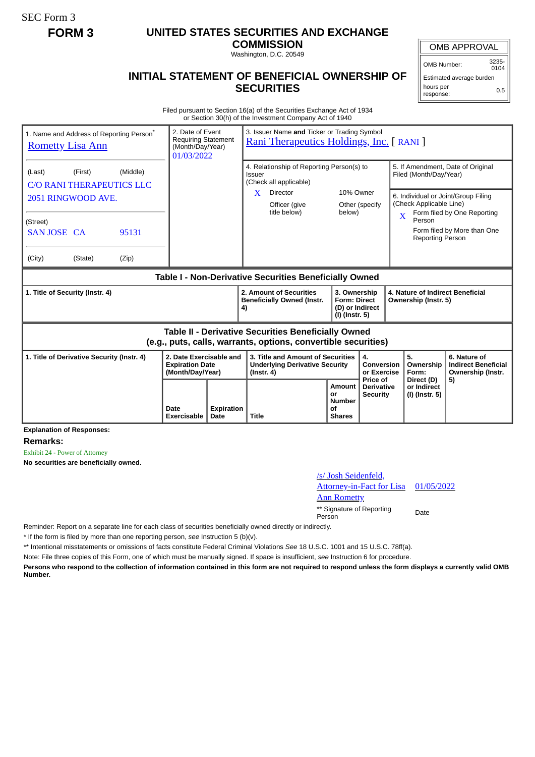SEC Form 3

**FORM 3**

# UNITED STATES SECURITIES AND EXCHANGE COMMISSION

Washington, D.C. 20549

## INITIAL STATEMENT OF BENEFICIAL OWNERSHIP OF SECURITIES

| OMB APPROVAL | |
|---|---|
| OMB Number: | 3235-0104 |
| Estimated average burden | |
| hours per response: | 0.5 |

Filed pursuant to Section 16(a) of the Securities Exchange Act of 1934 or Section 30(h) of the Investment Company Act of 1940

| 1. Name and Address of Reporting Person* | 2. Date of Event Requiring Statement (Month/Day/Year) | 3. Issuer Name **and** Ticker or Trading Symbol | |
|---|---|---|---|
| Rometty Lisa Ann | 01/03/2022 | Rani Therapeutics Holdings, Inc. [ RANI ] | |
| (Last) (First) (Middle) C/O RANI THERAPEUTICS LLC 2051 RINGWOOD AVE. | | 4. Relationship of Reporting Person(s) to Issuer (Check all applicable) X Director; 10% Owner; Officer (give title below); Other (specify below) | 5. If Amendment, Date of Original Filed (Month/Day/Year) |
| (Street) SAN JOSE CA 95131 | | | 6. Individual or Joint/Group Filing (Check Applicable Line) X Form filed by One Reporting Person; Form filed by More than One Reporting Person |
| (City) (State) (Zip) | | | |

**Table I - Non-Derivative Securities Beneficially Owned**

| 1. Title of Security (Instr. 4) | 2. Amount of Securities Beneficially Owned (Instr. 4) | 3. Ownership Form: Direct (D) or Indirect (I) (Instr. 5) | 4. Nature of Indirect Beneficial Ownership (Instr. 5) |
|---|---|---|---|

**Table II - Derivative Securities Beneficially Owned (e.g., puts, calls, warrants, options, convertible securities)**

| 1. Title of Derivative Security (Instr. 4) | 2. Date Exercisable and Expiration Date (Month/Day/Year) | | 3. Title and Amount of Securities Underlying Derivative Security (Instr. 4) | | 4. Conversion or Exercise Price of Derivative Security | 5. Ownership Form: Direct (D) or Indirect (I) (Instr. 5) | 6. Nature of Indirect Beneficial Ownership (Instr. 5) |
|---|---|---|---|---|---|---|---|
| | Date Exercisable | Expiration Date | Title | Amount or Number of Shares | | | |

**Explanation of Responses:**

**Remarks:**

Exhibit 24 - Power of Attorney

**No securities are beneficially owned.**

| /s/ Josh Seidenfeld, Attorney-in-Fact for Lisa Ann Rometty | 01/05/2022 |
|---|---|
| ** Signature of Reporting Person | Date |

Reminder: Report on a separate line for each class of securities beneficially owned directly or indirectly.

* If the form is filed by more than one reporting person, *see* Instruction 5 (b)(v).

** Intentional misstatements or omissions of facts constitute Federal Criminal Violations *See* 18 U.S.C. 1001 and 15 U.S.C. 78ff(a).

Note: File three copies of this Form, one of which must be manually signed. If space is insufficient, *see* Instruction 6 for procedure.

**Persons who respond to the collection of information contained in this form are not required to respond unless the form displays a currently valid OMB Number.**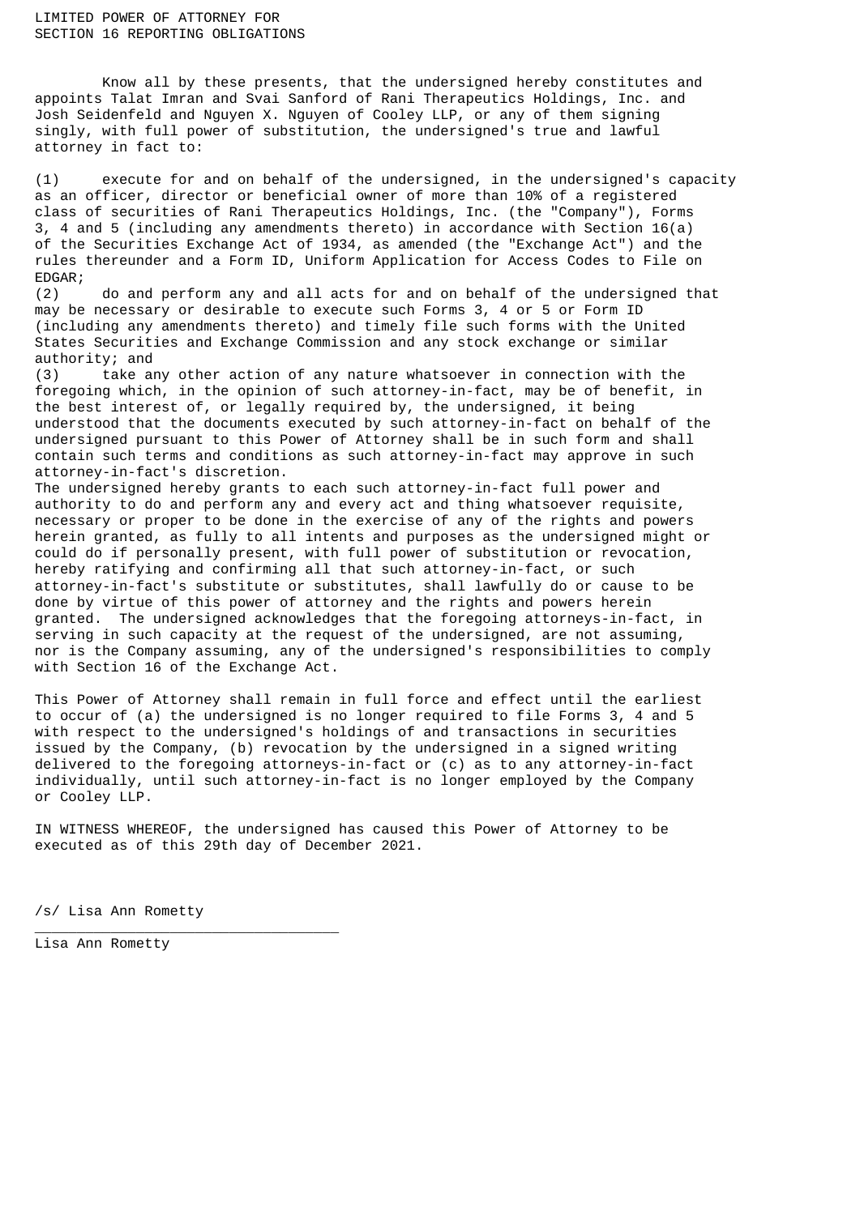# LIMITED POWER OF ATTORNEY FOR SECTION 16 REPORTING OBLIGATIONS

Know all by these presents, that the undersigned hereby constitutes and appoints Talat Imran and Svai Sanford of Rani Therapeutics Holdings, Inc. and Josh Seidenfeld and Nguyen X. Nguyen of Cooley LLP, or any of them signing singly, with full power of substitution, the undersigned's true and lawful attorney in fact to:

(1) execute for and on behalf of the undersigned, in the undersigned's capacity as an officer, director or beneficial owner of more than 10% of a registered class of securities of Rani Therapeutics Holdings, Inc. (the "Company"), Forms 3, 4 and 5 (including any amendments thereto) in accordance with Section 16(a) of the Securities Exchange Act of 1934, as amended (the "Exchange Act") and the rules thereunder and a Form ID, Uniform Application for Access Codes to File on EDGAR;

(2) do and perform any and all acts for and on behalf of the undersigned that may be necessary or desirable to execute such Forms 3, 4 or 5 or Form ID (including any amendments thereto) and timely file such forms with the United States Securities and Exchange Commission and any stock exchange or similar authority; and

(3) take any other action of any nature whatsoever in connection with the foregoing which, in the opinion of such attorney-in-fact, may be of benefit, in the best interest of, or legally required by, the undersigned, it being understood that the documents executed by such attorney-in-fact on behalf of the undersigned pursuant to this Power of Attorney shall be in such form and shall contain such terms and conditions as such attorney-in-fact may approve in such attorney-in-fact's discretion.

The undersigned hereby grants to each such attorney-in-fact full power and authority to do and perform any and every act and thing whatsoever requisite, necessary or proper to be done in the exercise of any of the rights and powers herein granted, as fully to all intents and purposes as the undersigned might or could do if personally present, with full power of substitution or revocation, hereby ratifying and confirming all that such attorney-in-fact, or such attorney-in-fact's substitute or substitutes, shall lawfully do or cause to be done by virtue of this power of attorney and the rights and powers herein granted. The undersigned acknowledges that the foregoing attorneys-in-fact, in serving in such capacity at the request of the undersigned, are not assuming, nor is the Company assuming, any of the undersigned's responsibilities to comply with Section 16 of the Exchange Act.

This Power of Attorney shall remain in full force and effect until the earliest to occur of (a) the undersigned is no longer required to file Forms 3, 4 and 5 with respect to the undersigned's holdings of and transactions in securities issued by the Company, (b) revocation by the undersigned in a signed writing delivered to the foregoing attorneys-in-fact or (c) as to any attorney-in-fact individually, until such attorney-in-fact is no longer employed by the Company or Cooley LLP.

IN WITNESS WHEREOF, the undersigned has caused this Power of Attorney to be executed as of this 29th day of December 2021.

/s/ Lisa Ann Rometty

___________________________________

Lisa Ann Rometty